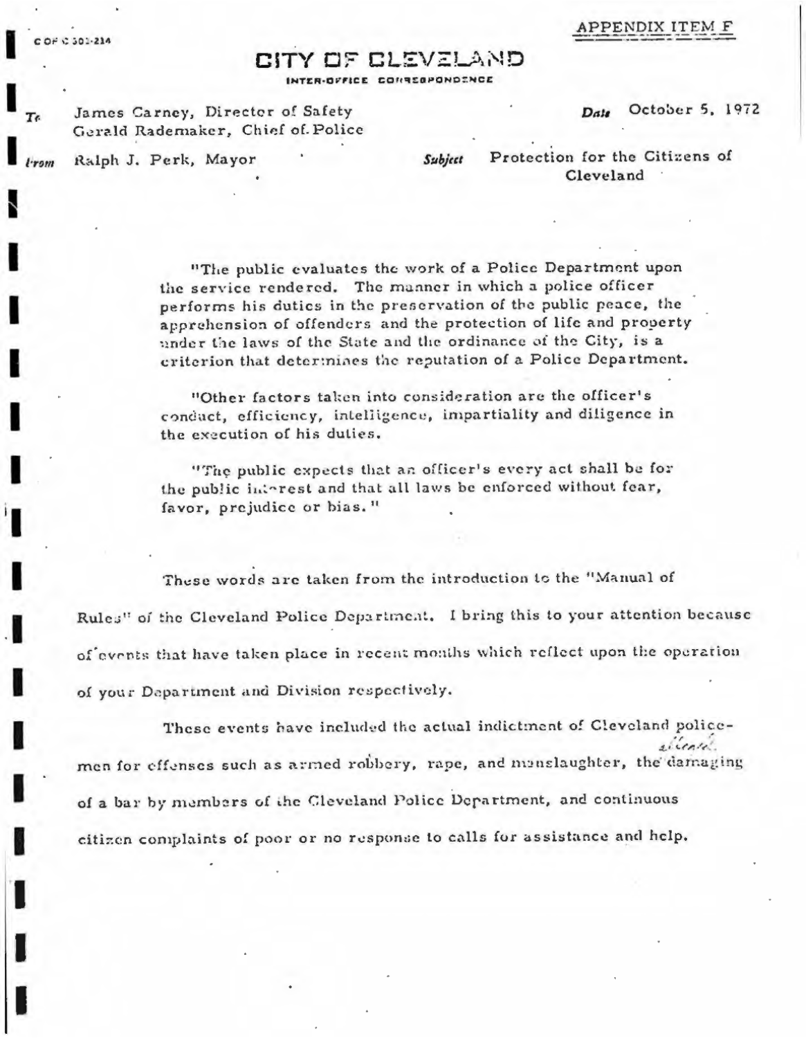COF C 302-214

APPENDIX ITEM F

# CITY OF CLEVELAND

INTER-OFFICE CORRESPONDENCE

**To** James Carney, Director of Safety
Gerald Rademaker, Chief of Police

**Date** October 5, 1972

**From** Ralph J. Perk, Mayor

**Subject** Protection for the Citizens of Cleveland

"The public evaluates the work of a Police Department upon the service rendered. The manner in which a police officer performs his duties in the preservation of the public peace, the apprehension of offenders and the protection of life and property under the laws of the State and the ordinance of the City, is a criterion that determines the reputation of a Police Department.

"Other factors taken into consideration are the officer's conduct, efficiency, intelligence, impartiality and diligence in the execution of his duties.

"The public expects that an officer's every act shall be for the public interest and that all laws be enforced without fear, favor, prejudice or bias."

These words are taken from the introduction to the "Manual of Rules" of the Cleveland Police Department. I bring this to your attention because of events that have taken place in recent months which reflect upon the operation of your Department and Division respectively.

These events have included the actual indictment of Cleveland policemen for offenses such as armed robbery, rape, and manslaughter, the alleged damaging of a bar by members of the Cleveland Police Department, and continuous citizen complaints of poor or no response to calls for assistance and help.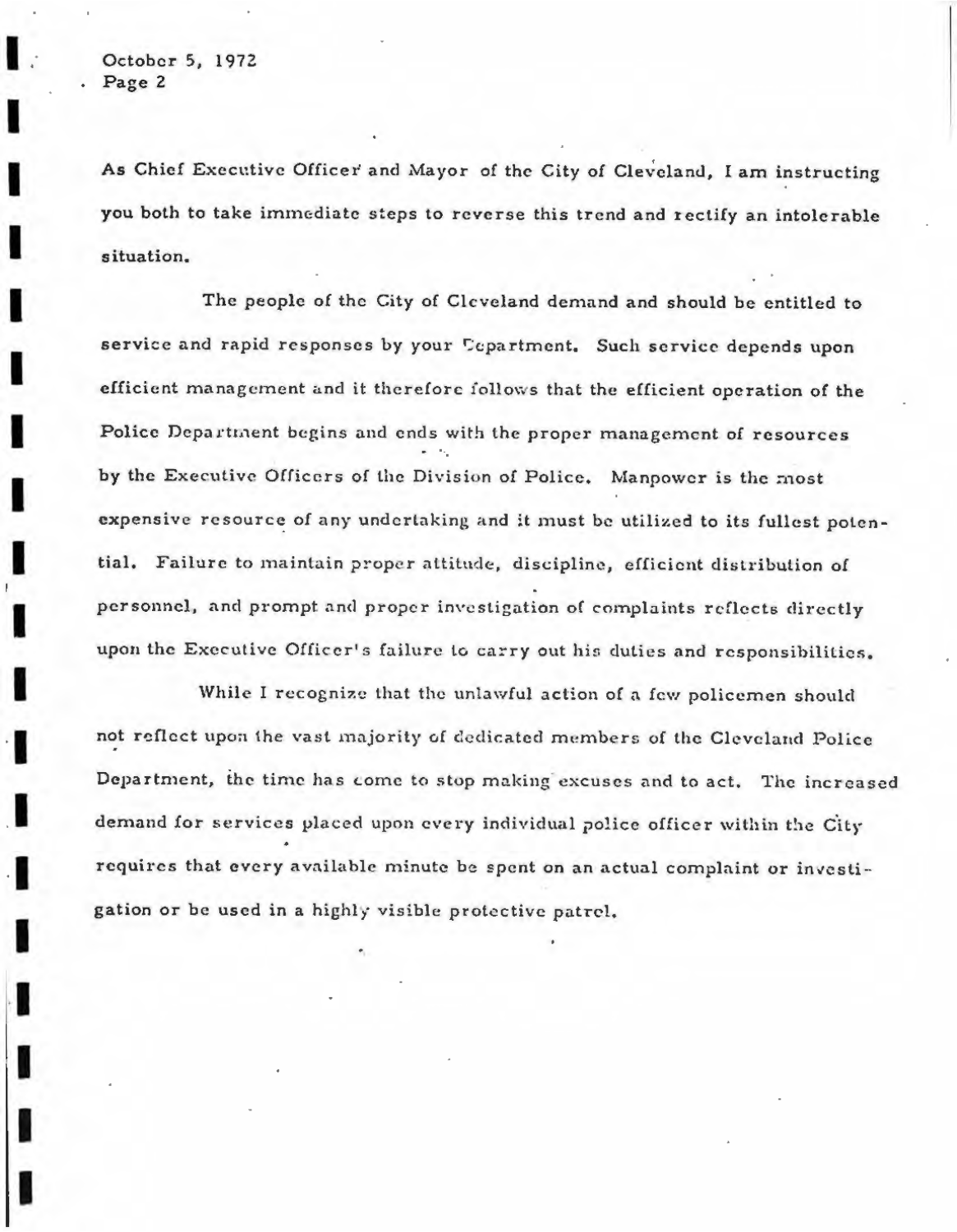As Chief Executive Officer and Mayor of the City of Cleveland, I am instructing you both to take immediate steps to reverse this trend and rectify an intolerable situation.

The people of the City of Cleveland demand and should be entitled to service and rapid responses by your Department. Such service depends upon efficient management and it therefore follows that the efficient operation of the Police Department begins and ends with the proper management of resources by the Executive Officers of the Division of Police. Manpower is the most expensive resource of any undertaking and it must be utilized to its fullest potential. Failure to maintain proper attitude, discipline, efficient distribution of personnel, and prompt and proper investigation of complaints reflects directly upon the Executive Officer's failure to carry out his duties and responsibilities.

While I recognize that the unlawful action of a few policemen should not reflect upon the vast majority of dedicated members of the Cleveland Police Department, the time has come to stop making excuses and to act. The increased demand for services placed upon every individual police officer within the City requires that every available minute be spent on an actual complaint or investigation or be used in a highly visible protective patrol.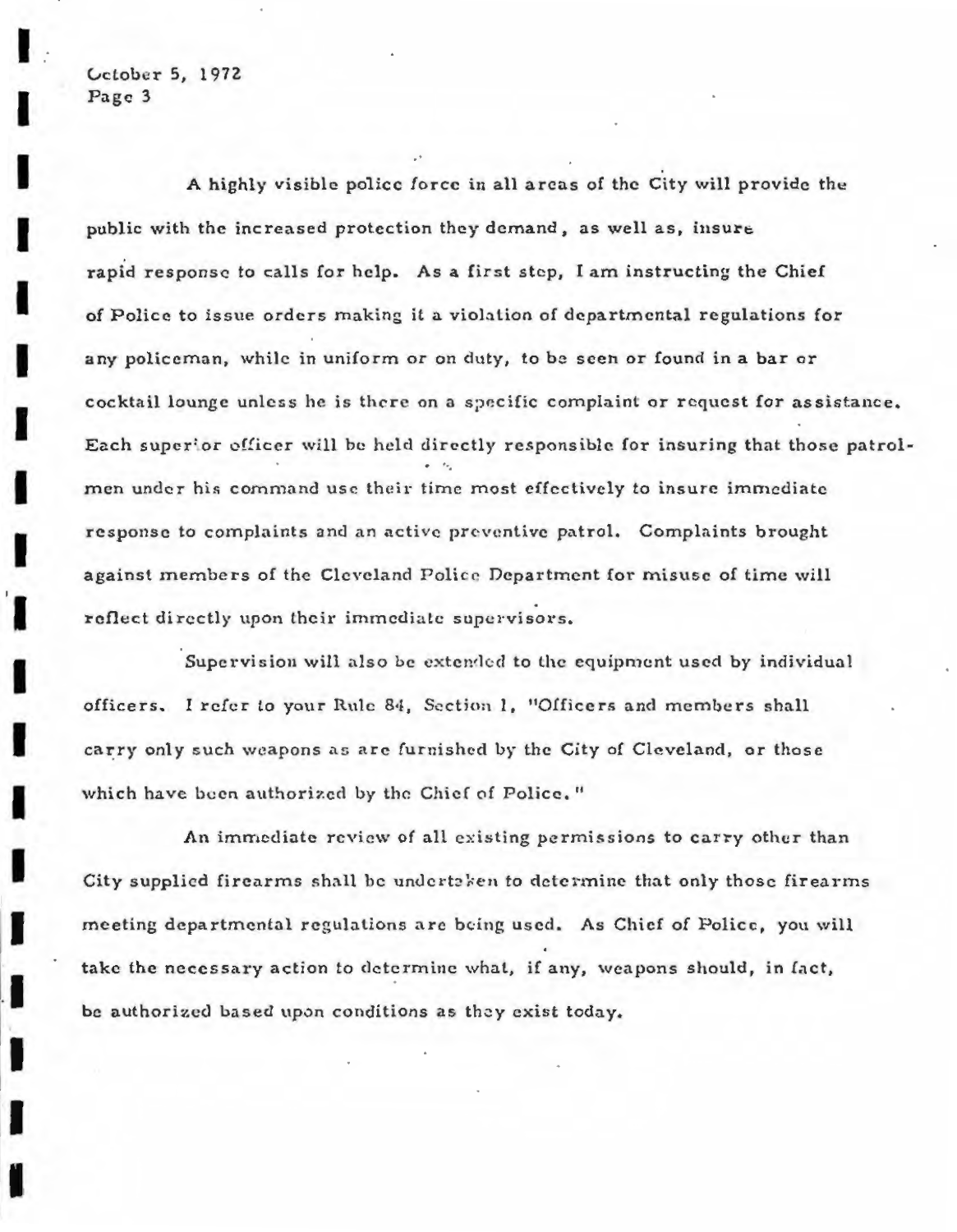A highly visible police force in all areas of the City will provide the public with the increased protection they demand, as well as, insure rapid response to calls for help. As a first step, I am instructing the Chief of Police to issue orders making it a violation of departmental regulations for any policeman, while in uniform or on duty, to be seen or found in a bar or cocktail lounge unless he is there on a specific complaint or request for assistance. Each superior officer will be held directly responsible for insuring that those patrolmen under his command use their time most effectively to insure immediate response to complaints and an active preventive patrol. Complaints brought against members of the Cleveland Police Department for misuse of time will reflect directly upon their immediate supervisors.

Supervision will also be extended to the equipment used by individual officers. I refer to your Rule 84, Section 1, "Officers and members shall carry only such weapons as are furnished by the City of Cleveland, or those which have been authorized by the Chief of Police."

An immediate review of all existing permissions to carry other than City supplied firearms shall be undertaken to determine that only those firearms meeting departmental regulations are being used. As Chief of Police, you will take the necessary action to determine what, if any, weapons should, in fact, be authorized based upon conditions as they exist today.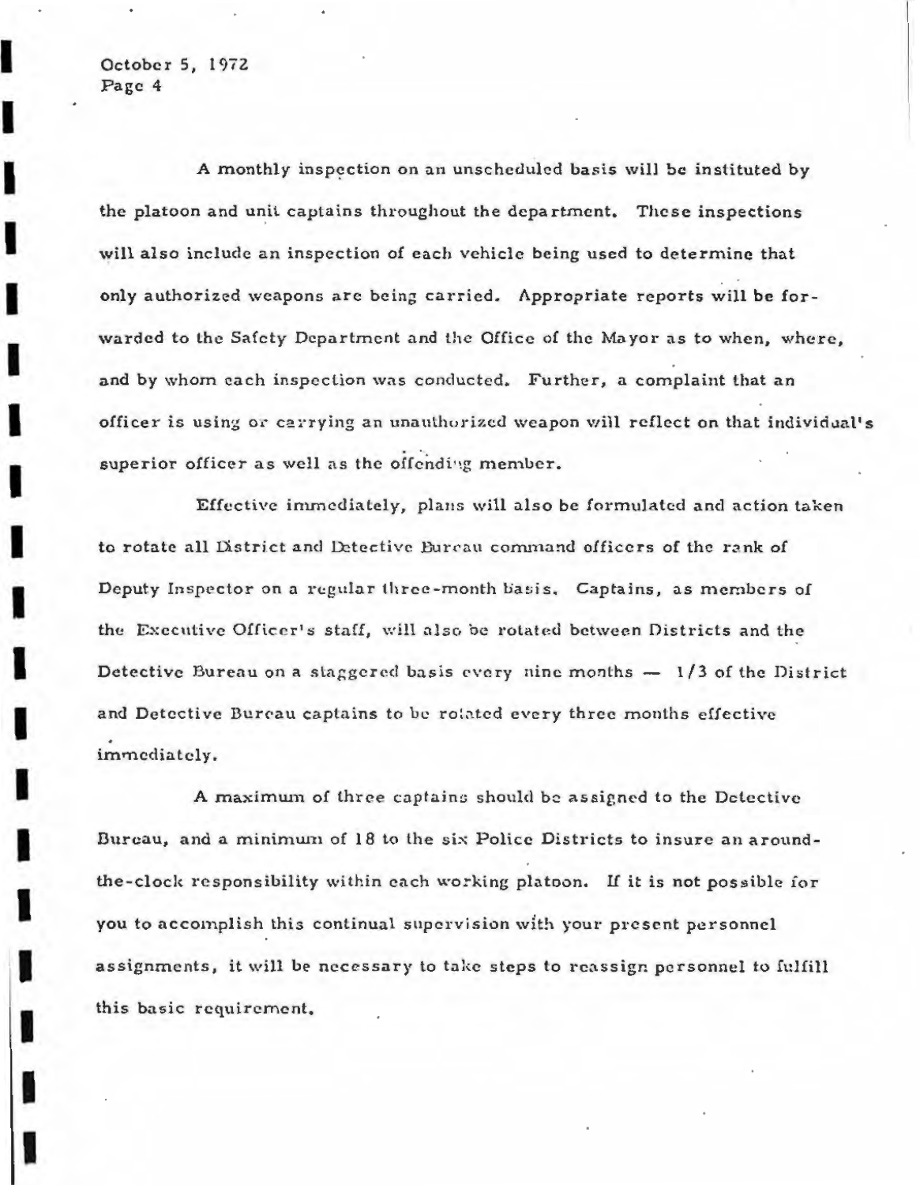A monthly inspection on an unscheduled basis will be instituted by the platoon and unit captains throughout the department. These inspections will also include an inspection of each vehicle being used to determine that only authorized weapons are being carried. Appropriate reports will be forwarded to the Safety Department and the Office of the Mayor as to when, where, and by whom each inspection was conducted. Further, a complaint that an officer is using or carrying an unauthorized weapon will reflect on that individual's superior officer as well as the offending member.

Effective immediately, plans will also be formulated and action taken to rotate all District and Detective Bureau command officers of the rank of Deputy Inspector on a regular three-month basis. Captains, as members of the Executive Officer's staff, will also be rotated between Districts and the Detective Bureau on a staggered basis every nine months — 1/3 of the District and Detective Bureau captains to be rotated every three months effective immediately.

A maximum of three captains should be assigned to the Detective Bureau, and a minimum of 18 to the six Police Districts to insure an around-the-clock responsibility within each working platoon. If it is not possible for you to accomplish this continual supervision with your present personnel assignments, it will be necessary to take steps to reassign personnel to fulfill this basic requirement.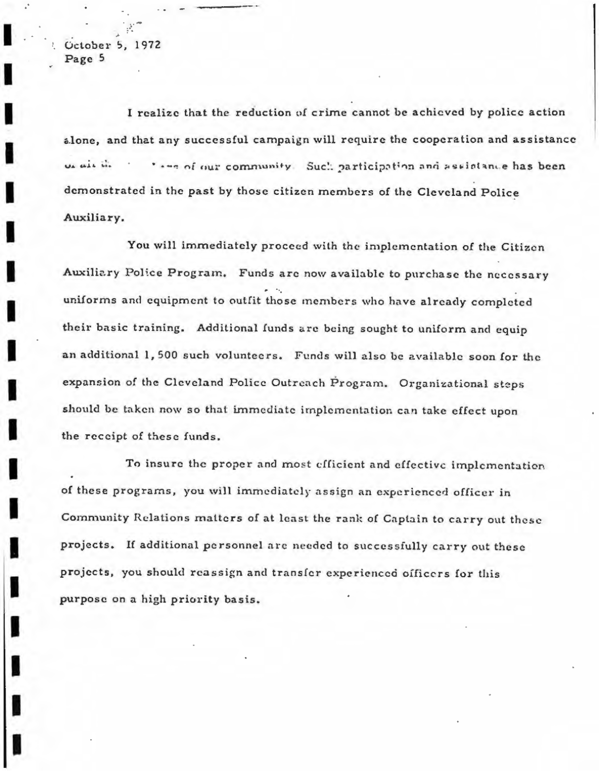I realize that the reduction of crime cannot be achieved by police action alone, and that any successful campaign will require the cooperation and assistance of all the ... of our community. Such participation and assistance has been demonstrated in the past by those citizen members of the Cleveland Police Auxiliary.

You will immediately proceed with the implementation of the Citizen Auxiliary Police Program. Funds are now available to purchase the necessary uniforms and equipment to outfit those members who have already completed their basic training. Additional funds are being sought to uniform and equip an additional 1,500 such volunteers. Funds will also be available soon for the expansion of the Cleveland Police Outreach Program. Organizational steps should be taken now so that immediate implementation can take effect upon the receipt of these funds.

To insure the proper and most efficient and effective implementation of these programs, you will immediately assign an experienced officer in Community Relations matters of at least the rank of Captain to carry out these projects. If additional personnel are needed to successfully carry out these projects, you should reassign and transfer experienced officers for this purpose on a high priority basis.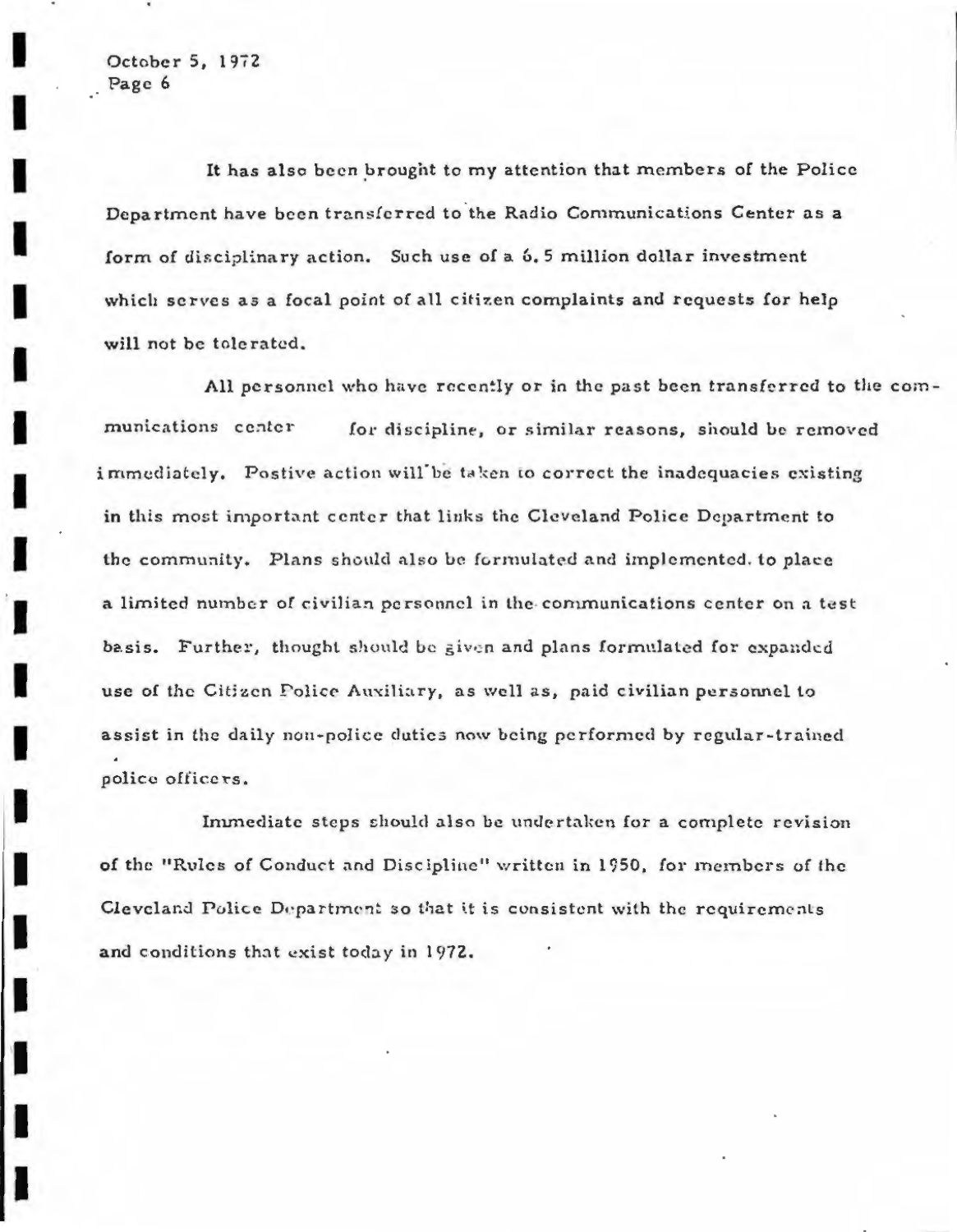It has also been brought to my attention that members of the Police Department have been transferred to the Radio Communications Center as a form of disciplinary action. Such use of a 6.5 million dollar investment which serves as a focal point of all citizen complaints and requests for help will not be tolerated.

All personnel who have recently or in the past been transferred to the communications center for discipline, or similar reasons, should be removed immediately. Postive action will be taken to correct the inadequacies existing in this most important center that links the Cleveland Police Department to the community. Plans should also be formulated and implemented. to place a limited number of civilian personnel in the communications center on a test basis. Further, thought should be given and plans formulated for expanded use of the Citizen Police Auxiliary, as well as, paid civilian personnel to assist in the daily non-police duties now being performed by regular-trained police officers.

Immediate steps should also be undertaken for a complete revision of the "Rules of Conduct and Discipline" written in 1950, for members of the Cleveland Police Department so that it is consistent with the requirements and conditions that exist today in 1972.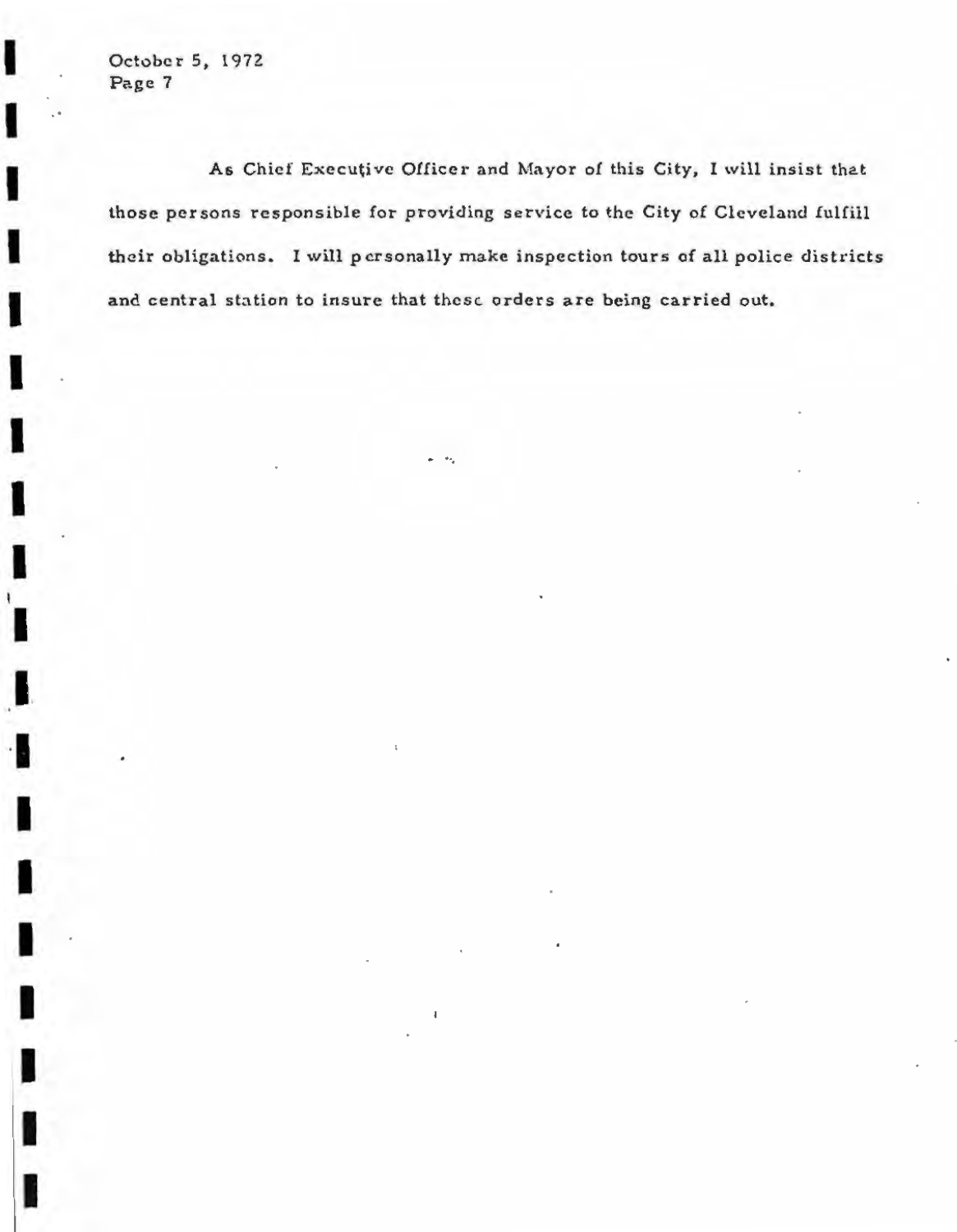As Chief Executive Officer and Mayor of this City, I will insist that those persons responsible for providing service to the City of Cleveland fulfill their obligations. I will personally make inspection tours of all police districts and central station to insure that these orders are being carried out.